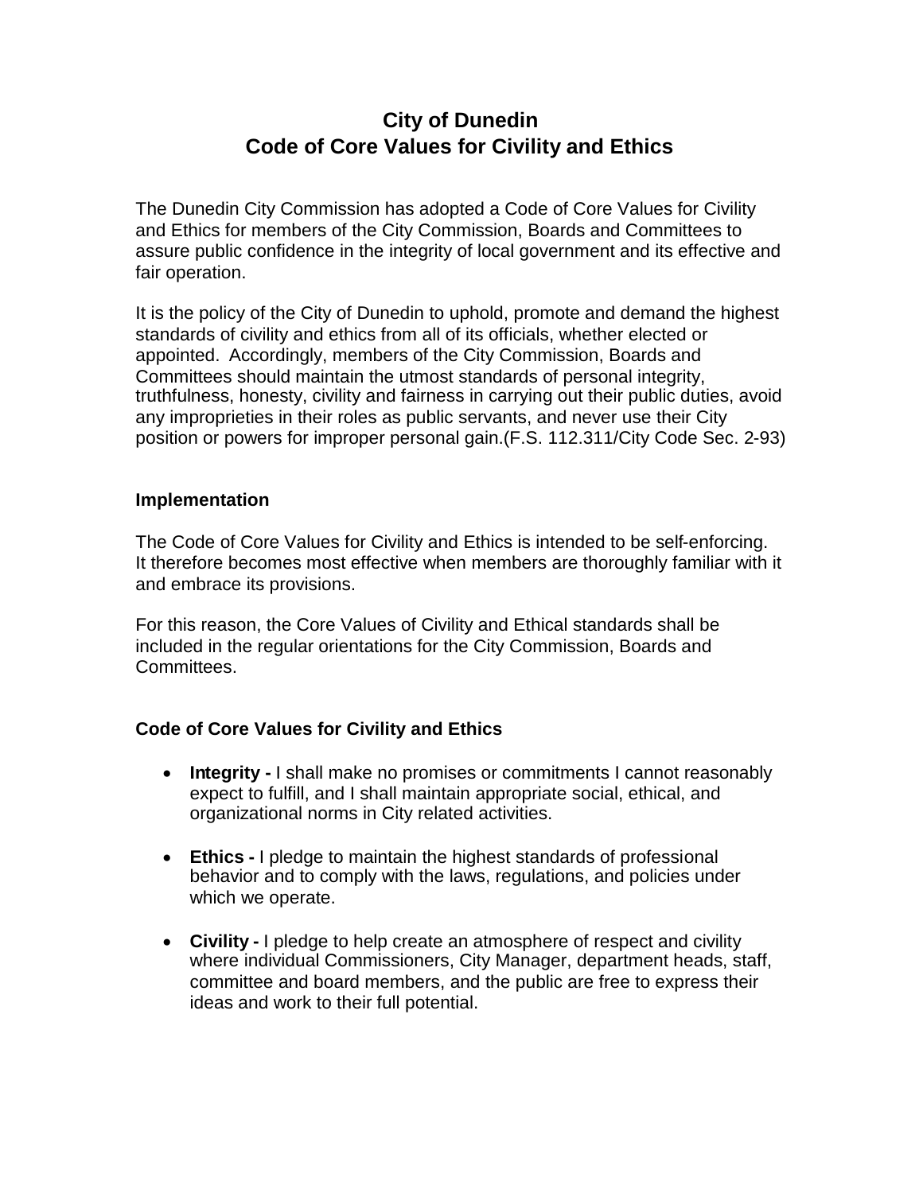# City of Dunedin
# Code of Core Values for Civility and Ethics

The Dunedin City Commission has adopted a Code of Core Values for Civility and Ethics for members of the City Commission, Boards and Committees to assure public confidence in the integrity of local government and its effective and fair operation.

It is the policy of the City of Dunedin to uphold, promote and demand the highest standards of civility and ethics from all of its officials, whether elected or appointed. Accordingly, members of the City Commission, Boards and Committees should maintain the utmost standards of personal integrity, truthfulness, honesty, civility and fairness in carrying out their public duties, avoid any improprieties in their roles as public servants, and never use their City position or powers for improper personal gain.(F.S. 112.311/City Code Sec. 2-93)

## Implementation

The Code of Core Values for Civility and Ethics is intended to be self-enforcing. It therefore becomes most effective when members are thoroughly familiar with it and embrace its provisions.

For this reason, the Core Values of Civility and Ethical standards shall be included in the regular orientations for the City Commission, Boards and Committees.

## Code of Core Values for Civility and Ethics

- **Integrity -** I shall make no promises or commitments I cannot reasonably expect to fulfill, and I shall maintain appropriate social, ethical, and organizational norms in City related activities.
- **Ethics -** I pledge to maintain the highest standards of professional behavior and to comply with the laws, regulations, and policies under which we operate.
- **Civility -** I pledge to help create an atmosphere of respect and civility where individual Commissioners, City Manager, department heads, staff, committee and board members, and the public are free to express their ideas and work to their full potential.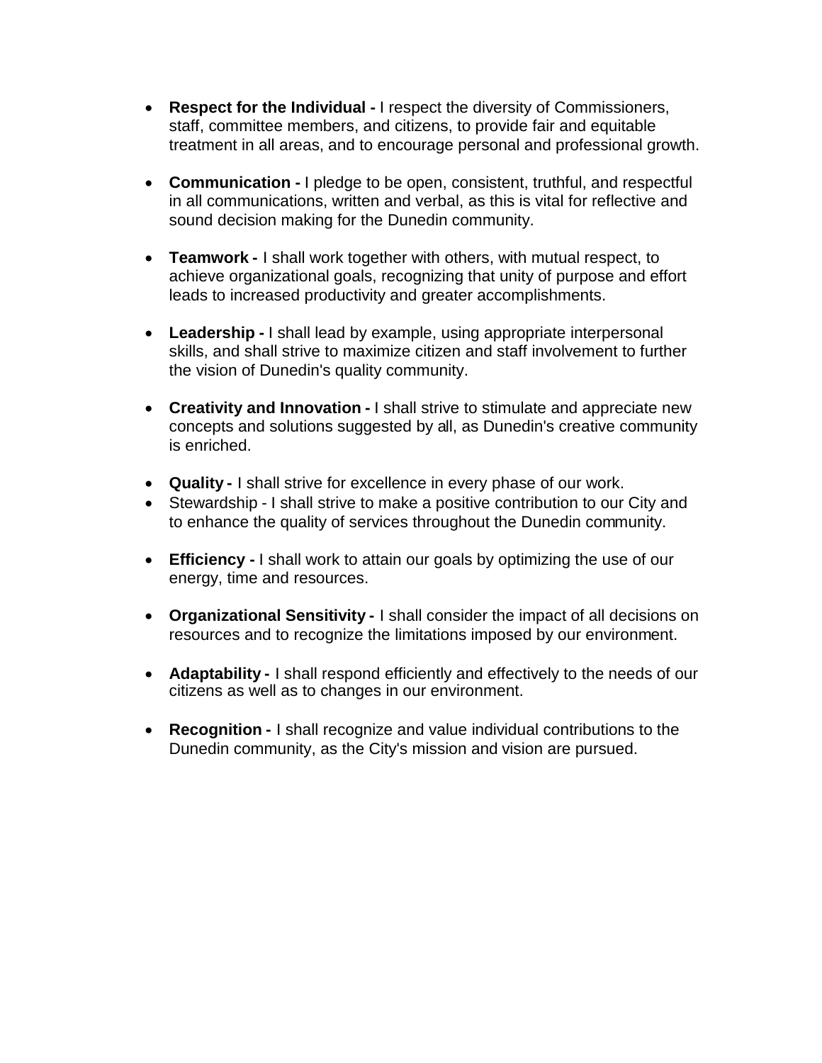- **Respect for the Individual -** I respect the diversity of Commissioners, staff, committee members, and citizens, to provide fair and equitable treatment in all areas, and to encourage personal and professional growth.

- **Communication -** I pledge to be open, consistent, truthful, and respectful in all communications, written and verbal, as this is vital for reflective and sound decision making for the Dunedin community.

- **Teamwork -** I shall work together with others, with mutual respect, to achieve organizational goals, recognizing that unity of purpose and effort leads to increased productivity and greater accomplishments.

- **Leadership -** I shall lead by example, using appropriate interpersonal skills, and shall strive to maximize citizen and staff involvement to further the vision of Dunedin's quality community.

- **Creativity and Innovation -** I shall strive to stimulate and appreciate new concepts and solutions suggested by all, as Dunedin's creative community is enriched.

- **Quality -** I shall strive for excellence in every phase of our work.
- Stewardship - I shall strive to make a positive contribution to our City and to enhance the quality of services throughout the Dunedin community.

- **Efficiency -** I shall work to attain our goals by optimizing the use of our energy, time and resources.

- **Organizational Sensitivity -** I shall consider the impact of all decisions on resources and to recognize the limitations imposed by our environment.

- **Adaptability -** I shall respond efficiently and effectively to the needs of our citizens as well as to changes in our environment.

- **Recognition -** I shall recognize and value individual contributions to the Dunedin community, as the City's mission and vision are pursued.